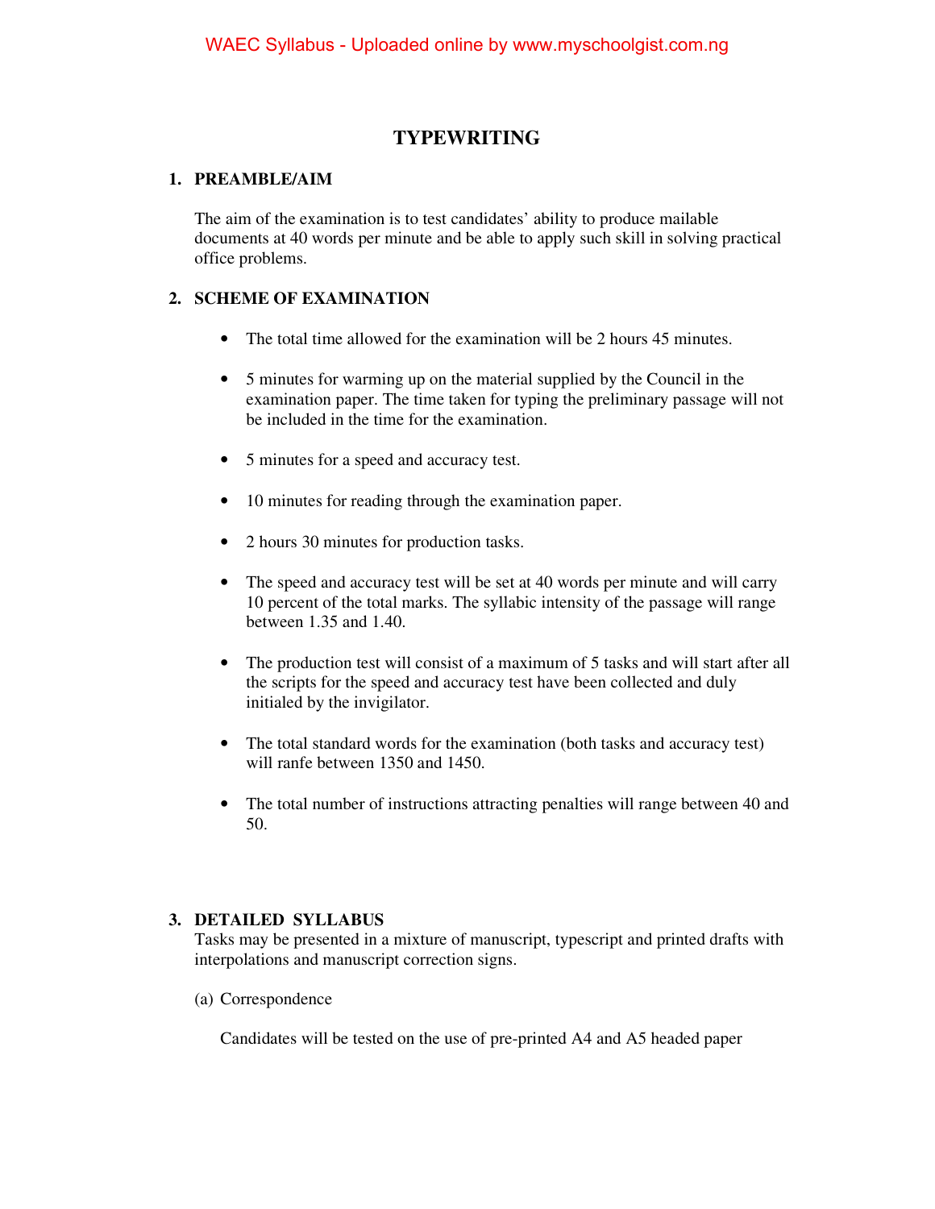# TYPEWRITING

## 1. PREAMBLE/AIM

The aim of the examination is to test candidates' ability to produce mailable documents at 40 words per minute and be able to apply such skill in solving practical office problems.

## 2. SCHEME OF EXAMINATION

- The total time allowed for the examination will be 2 hours 45 minutes.
- 5 minutes for warming up on the material supplied by the Council in the examination paper. The time taken for typing the preliminary passage will not be included in the time for the examination.
- 5 minutes for a speed and accuracy test.
- 10 minutes for reading through the examination paper.
- 2 hours 30 minutes for production tasks.
- The speed and accuracy test will be set at 40 words per minute and will carry 10 percent of the total marks. The syllabic intensity of the passage will range between 1.35 and 1.40.
- The production test will consist of a maximum of 5 tasks and will start after all the scripts for the speed and accuracy test have been collected and duly initialed by the invigilator.
- The total standard words for the examination (both tasks and accuracy test) will ranfe between 1350 and 1450.
- The total number of instructions attracting penalties will range between 40 and 50.

## 3. DETAILED SYLLABUS

Tasks may be presented in a mixture of manuscript, typescript and printed drafts with interpolations and manuscript correction signs.

(a) Correspondence

Candidates will be tested on the use of pre-printed A4 and A5 headed paper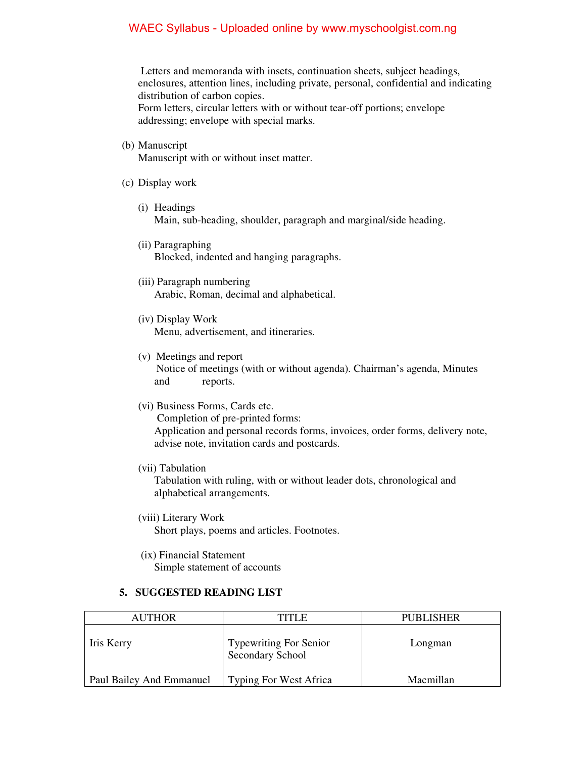Letters and memoranda with insets, continuation sheets, subject headings, enclosures, attention lines, including private, personal, confidential and indicating distribution of carbon copies.
Form letters, circular letters with or without tear-off portions; envelope addressing; envelope with special marks.

(b) Manuscript
Manuscript with or without inset matter.

(c) Display work

(i) Headings
Main, sub-heading, shoulder, paragraph and marginal/side heading.

(ii) Paragraphing
Blocked, indented and hanging paragraphs.

(iii) Paragraph numbering
Arabic, Roman, decimal and alphabetical.

(iv) Display Work
Menu, advertisement, and itineraries.

(v) Meetings and report
Notice of meetings (with or without agenda). Chairman's agenda, Minutes and reports.

(vi) Business Forms, Cards etc.
Completion of pre-printed forms:
Application and personal records forms, invoices, order forms, delivery note, advise note, invitation cards and postcards.

(vii) Tabulation
Tabulation with ruling, with or without leader dots, chronological and alphabetical arrangements.

(viii) Literary Work
Short plays, poems and articles. Footnotes.

(ix) Financial Statement
Simple statement of accounts

## 5. SUGGESTED READING LIST

| AUTHOR | TITLE | PUBLISHER |
|---|---|---|
| Iris Kerry | Typewriting For Senior Secondary School | Longman |
| Paul Bailey And Emmanuel | Typing For West Africa | Macmillan |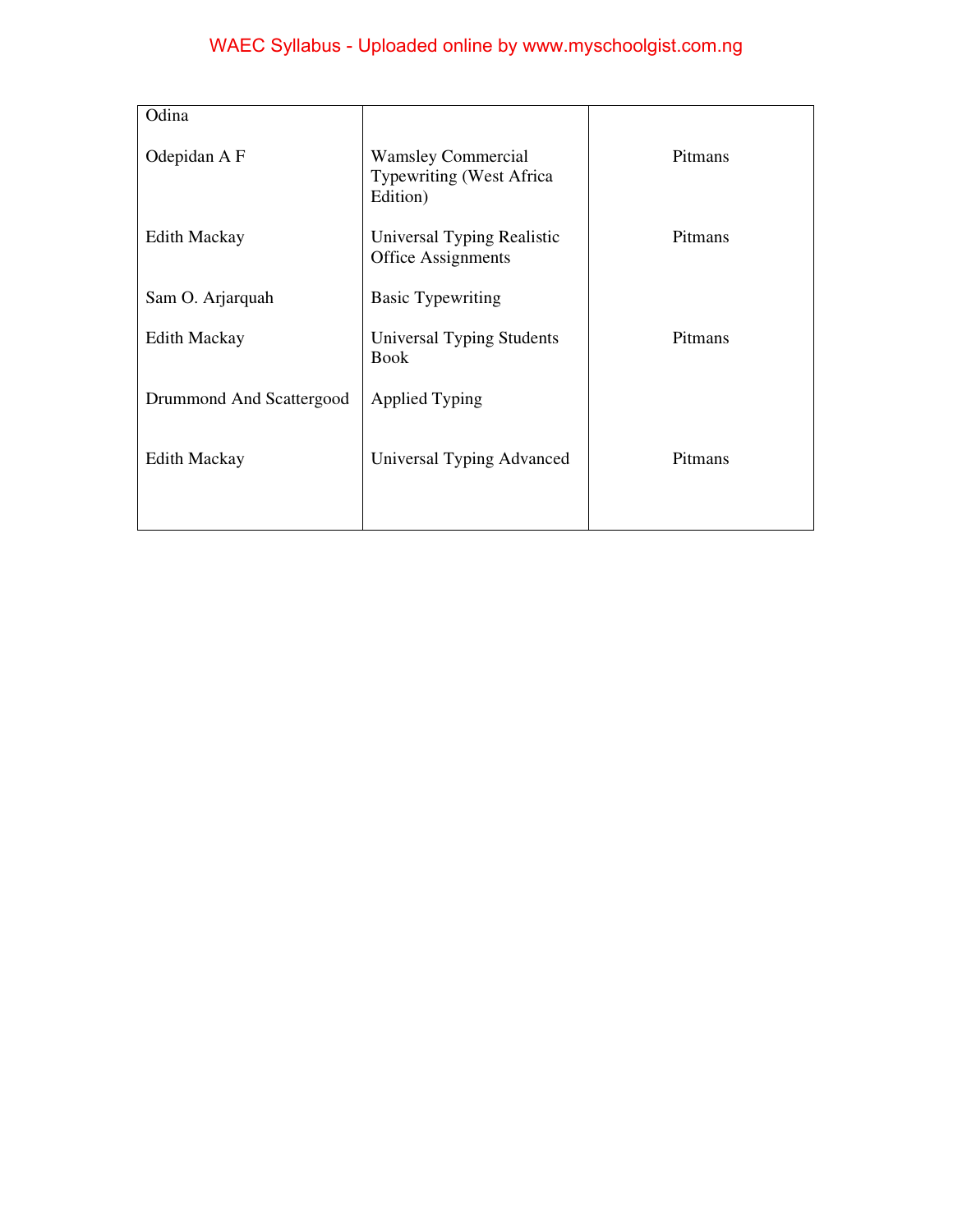| | | |
|---|---|---|
| Odina | | |
| Odepidan A F | Wamsley Commercial Typewriting (West Africa Edition) | Pitmans |
| Edith Mackay | Universal Typing Realistic Office Assignments | Pitmans |
| Sam O. Arjarquah | Basic Typewriting | |
| Edith Mackay | Universal Typing Students Book | Pitmans |
| Drummond And Scattergood | Applied Typing | |
| Edith Mackay | Universal Typing Advanced | Pitmans |